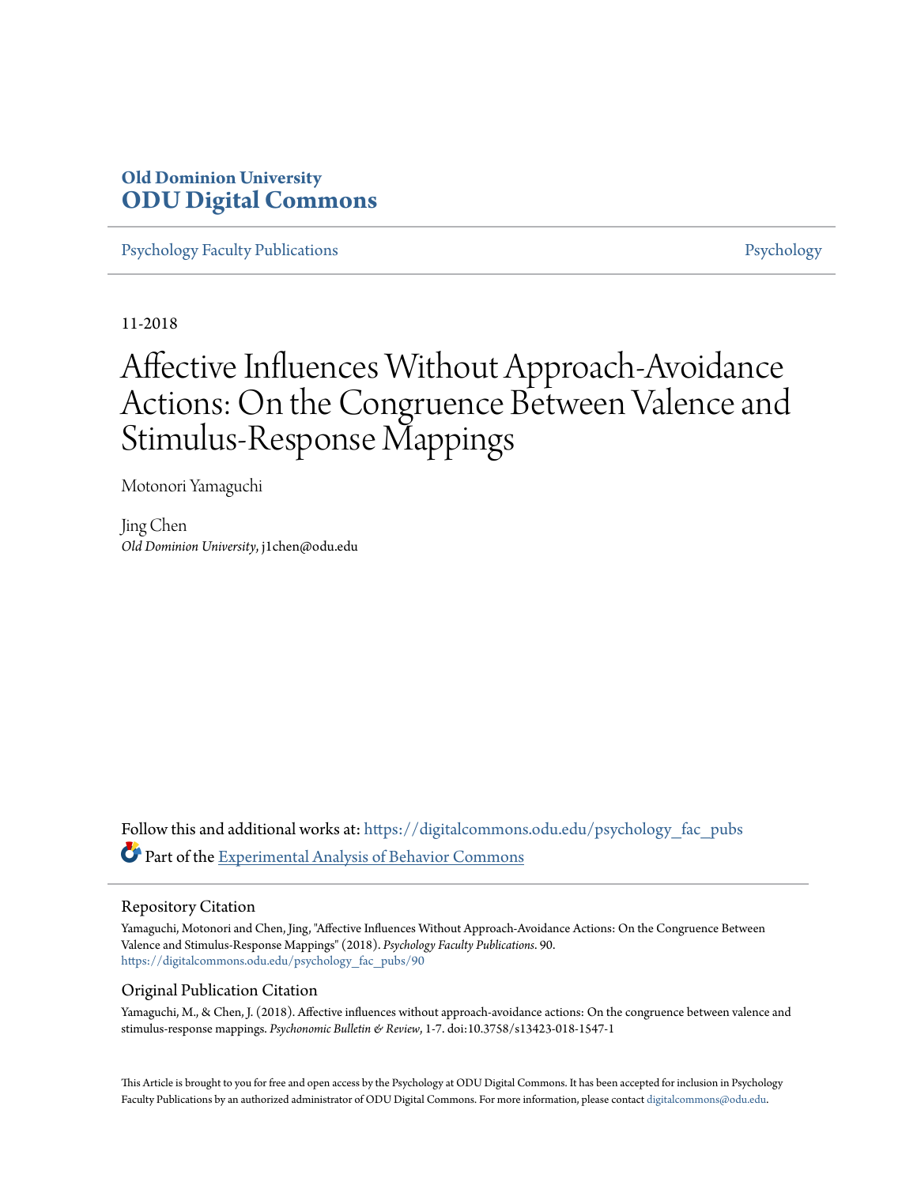**Old Dominion University**
**ODU Digital Commons**

Psychology Faculty Publications | Psychology

11-2018

# Affective Influences Without Approach-Avoidance Actions: On the Congruence Between Valence and Stimulus-Response Mappings

Motonori Yamaguchi

Jing Chen
*Old Dominion University*, j1chen@odu.edu

Follow this and additional works at: https://digitalcommons.odu.edu/psychology_fac_pubs

Part of the Experimental Analysis of Behavior Commons

## Repository Citation

Yamaguchi, Motonori and Chen, Jing, "Affective Influences Without Approach-Avoidance Actions: On the Congruence Between Valence and Stimulus-Response Mappings" (2018). *Psychology Faculty Publications*. 90.
https://digitalcommons.odu.edu/psychology_fac_pubs/90

## Original Publication Citation

Yamaguchi, M., & Chen, J. (2018). Affective influences without approach-avoidance actions: On the congruence between valence and stimulus-response mappings. *Psychonomic Bulletin & Review*, 1-7. doi:10.3758/s13423-018-1547-1

This Article is brought to you for free and open access by the Psychology at ODU Digital Commons. It has been accepted for inclusion in Psychology Faculty Publications by an authorized administrator of ODU Digital Commons. For more information, please contact digitalcommons@odu.edu.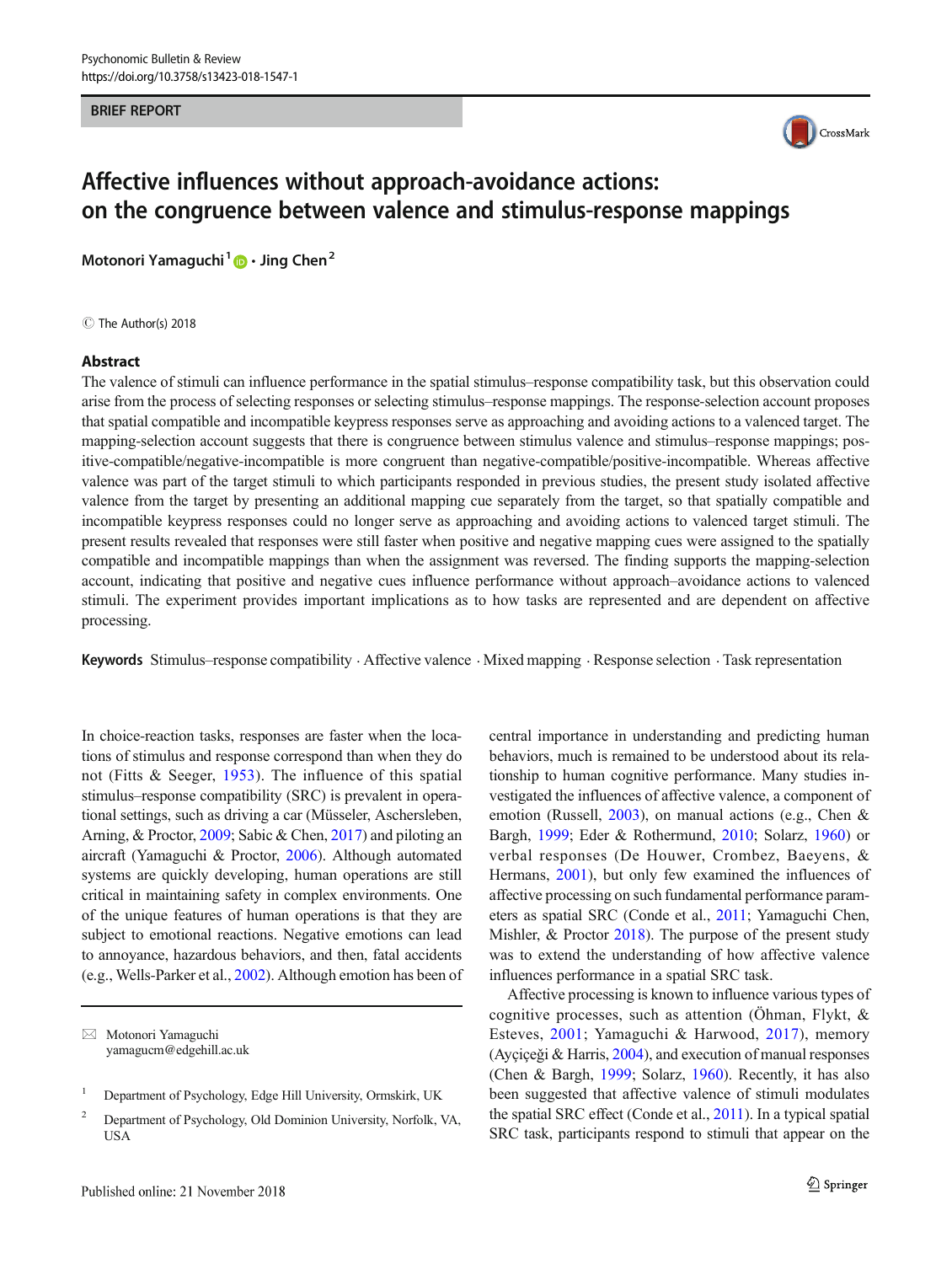Psychonomic Bulletin & Review
https://doi.org/10.3758/s13423-018-1547-1

BRIEF REPORT

# Affective influences without approach-avoidance actions: on the congruence between valence and stimulus-response mappings

**Motonori Yamaguchi**[1] **· Jing Chen**[2]

© The Author(s) 2018

## Abstract

The valence of stimuli can influence performance in the spatial stimulus–response compatibility task, but this observation could arise from the process of selecting responses or selecting stimulus–response mappings. The response-selection account proposes that spatial compatible and incompatible keypress responses serve as approaching and avoiding actions to a valenced target. The mapping-selection account suggests that there is congruence between stimulus valence and stimulus–response mappings; positive-compatible/negative-incompatible is more congruent than negative-compatible/positive-incompatible. Whereas affective valence was part of the target stimuli to which participants responded in previous studies, the present study isolated affective valence from the target by presenting an additional mapping cue separately from the target, so that spatially compatible and incompatible keypress responses could no longer serve as approaching and avoiding actions to valenced target stimuli. The present results revealed that responses were still faster when positive and negative mapping cues were assigned to the spatially compatible and incompatible mappings than when the assignment was reversed. The finding supports the mapping-selection account, indicating that positive and negative cues influence performance without approach–avoidance actions to valenced stimuli. The experiment provides important implications as to how tasks are represented and are dependent on affective processing.

**Keywords** Stimulus–response compatibility · Affective valence · Mixed mapping · Response selection · Task representation

In choice-reaction tasks, responses are faster when the locations of stimulus and response correspond than when they do not (Fitts & Seeger, 1953). The influence of this spatial stimulus–response compatibility (SRC) is prevalent in operational settings, such as driving a car (Müsseler, Aschersleben, Arning, & Proctor, 2009; Sabic & Chen, 2017) and piloting an aircraft (Yamaguchi & Proctor, 2006). Although automated systems are quickly developing, human operations are still critical in maintaining safety in complex environments. One of the unique features of human operations is that they are subject to emotional reactions. Negative emotions can lead to annoyance, hazardous behaviors, and then, fatal accidents (e.g., Wells-Parker et al., 2002). Although emotion has been of central importance in understanding and predicting human behaviors, much is remained to be understood about its relationship to human cognitive performance. Many studies investigated the influences of affective valence, a component of emotion (Russell, 2003), on manual actions (e.g., Chen & Bargh, 1999; Eder & Rothermund, 2010; Solarz, 1960) or verbal responses (De Houwer, Crombez, Baeyens, & Hermans, 2001), but only few examined the influences of affective processing on such fundamental performance parameters as spatial SRC (Conde et al., 2011; Yamaguchi Chen, Mishler, & Proctor 2018). The purpose of the present study was to extend the understanding of how affective valence influences performance in a spatial SRC task.

Affective processing is known to influence various types of cognitive processes, such as attention (Öhman, Flykt, & Esteves, 2001; Yamaguchi & Harwood, 2017), memory (Ayçiçeği & Harris, 2004), and execution of manual responses (Chen & Bargh, 1999; Solarz, 1960). Recently, it has also been suggested that affective valence of stimuli modulates the spatial SRC effect (Conde et al., 2011). In a typical spatial SRC task, participants respond to stimuli that appear on the

✉ Motonori Yamaguchi
yamagucm@edgehill.ac.uk

[1] Department of Psychology, Edge Hill University, Ormskirk, UK

[2] Department of Psychology, Old Dominion University, Norfolk, VA, USA

Published online: 21 November 2018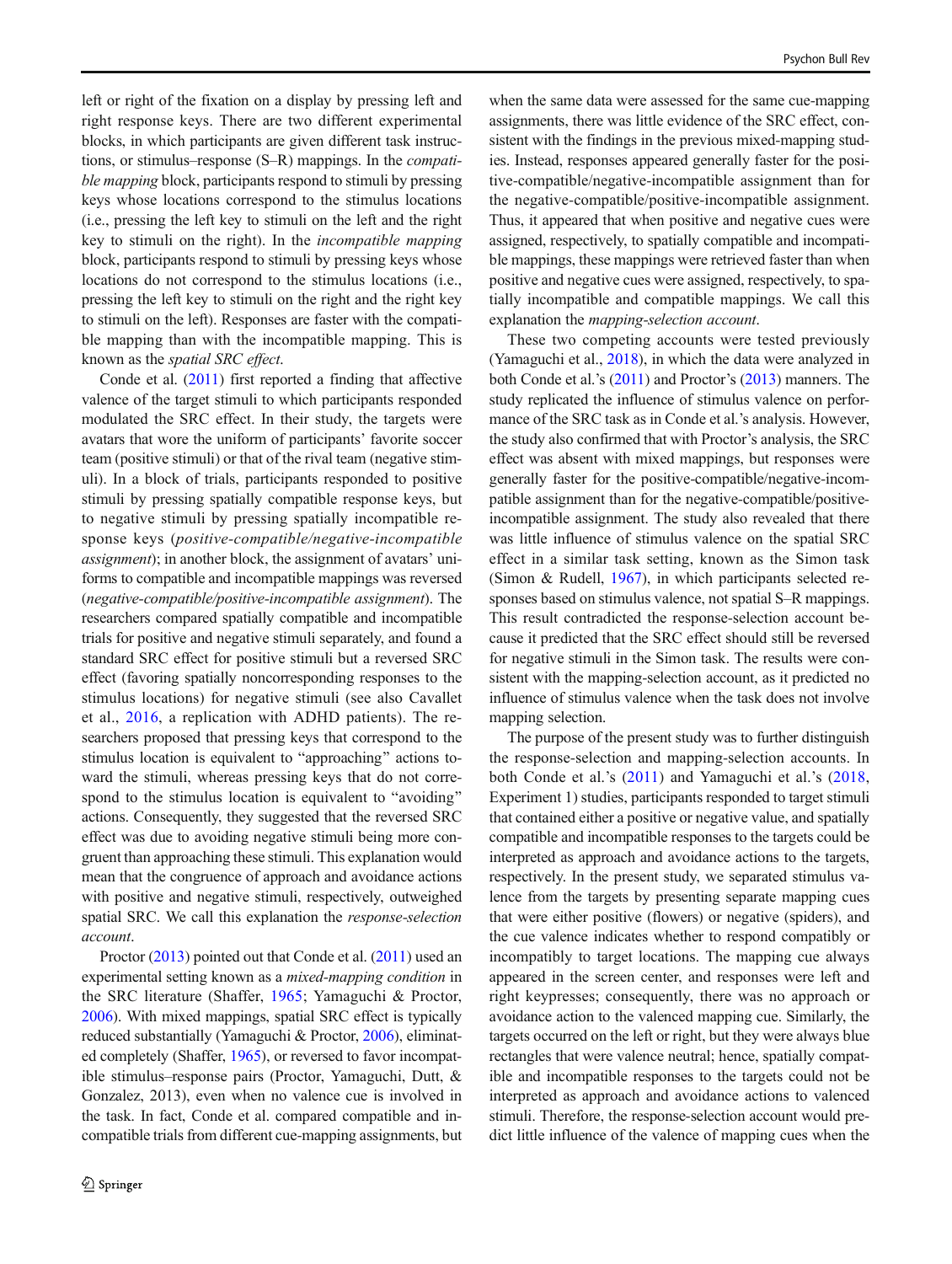left or right of the fixation on a display by pressing left and right response keys. There are two different experimental blocks, in which participants are given different task instructions, or stimulus–response (S–R) mappings. In the *compatible mapping* block, participants respond to stimuli by pressing keys whose locations correspond to the stimulus locations (i.e., pressing the left key to stimuli on the left and the right key to stimuli on the right). In the *incompatible mapping* block, participants respond to stimuli by pressing keys whose locations do not correspond to the stimulus locations (i.e., pressing the left key to stimuli on the right and the right key to stimuli on the left). Responses are faster with the compatible mapping than with the incompatible mapping. This is known as the *spatial SRC effect*.

Conde et al. (2011) first reported a finding that affective valence of the target stimuli to which participants responded modulated the SRC effect. In their study, the targets were avatars that wore the uniform of participants' favorite soccer team (positive stimuli) or that of the rival team (negative stimuli). In a block of trials, participants responded to positive stimuli by pressing spatially compatible response keys, but to negative stimuli by pressing spatially incompatible response keys (*positive-compatible/negative-incompatible assignment*); in another block, the assignment of avatars' uniforms to compatible and incompatible mappings was reversed (*negative-compatible/positive-incompatible assignment*). The researchers compared spatially compatible and incompatible trials for positive and negative stimuli separately, and found a standard SRC effect for positive stimuli but a reversed SRC effect (favoring spatially noncorresponding responses to the stimulus locations) for negative stimuli (see also Cavallet et al., 2016, a replication with ADHD patients). The researchers proposed that pressing keys that correspond to the stimulus location is equivalent to "approaching" actions toward the stimuli, whereas pressing keys that do not correspond to the stimulus location is equivalent to "avoiding" actions. Consequently, they suggested that the reversed SRC effect was due to avoiding negative stimuli being more congruent than approaching these stimuli. This explanation would mean that the congruence of approach and avoidance actions with positive and negative stimuli, respectively, outweighed spatial SRC. We call this explanation the *response-selection account*.

Proctor (2013) pointed out that Conde et al. (2011) used an experimental setting known as a *mixed-mapping condition* in the SRC literature (Shaffer, 1965; Yamaguchi & Proctor, 2006). With mixed mappings, spatial SRC effect is typically reduced substantially (Yamaguchi & Proctor, 2006), eliminated completely (Shaffer, 1965), or reversed to favor incompatible stimulus–response pairs (Proctor, Yamaguchi, Dutt, & Gonzalez, 2013), even when no valence cue is involved in the task. In fact, Conde et al. compared compatible and incompatible trials from different cue-mapping assignments, but when the same data were assessed for the same cue-mapping assignments, there was little evidence of the SRC effect, consistent with the findings in the previous mixed-mapping studies. Instead, responses appeared generally faster for the positive-compatible/negative-incompatible assignment than for the negative-compatible/positive-incompatible assignment. Thus, it appeared that when positive and negative cues were assigned, respectively, to spatially compatible and incompatible mappings, these mappings were retrieved faster than when positive and negative cues were assigned, respectively, to spatially incompatible and compatible mappings. We call this explanation the *mapping-selection account*.

These two competing accounts were tested previously (Yamaguchi et al., 2018), in which the data were analyzed in both Conde et al.'s (2011) and Proctor's (2013) manners. The study replicated the influence of stimulus valence on performance of the SRC task as in Conde et al.'s analysis. However, the study also confirmed that with Proctor's analysis, the SRC effect was absent with mixed mappings, but responses were generally faster for the positive-compatible/negative-incompatible assignment than for the negative-compatible/positive-incompatible assignment. The study also revealed that there was little influence of stimulus valence on the spatial SRC effect in a similar task setting, known as the Simon task (Simon & Rudell, 1967), in which participants selected responses based on stimulus valence, not spatial S–R mappings. This result contradicted the response-selection account because it predicted that the SRC effect should still be reversed for negative stimuli in the Simon task. The results were consistent with the mapping-selection account, as it predicted no influence of stimulus valence when the task does not involve mapping selection.

The purpose of the present study was to further distinguish the response-selection and mapping-selection accounts. In both Conde et al.'s (2011) and Yamaguchi et al.'s (2018, Experiment 1) studies, participants responded to target stimuli that contained either a positive or negative value, and spatially compatible and incompatible responses to the targets could be interpreted as approach and avoidance actions to the targets, respectively. In the present study, we separated stimulus valence from the targets by presenting separate mapping cues that were either positive (flowers) or negative (spiders), and the cue valence indicates whether to respond compatibly or incompatibly to target locations. The mapping cue always appeared in the screen center, and responses were left and right keypresses; consequently, there was no approach or avoidance action to the valenced mapping cue. Similarly, the targets occurred on the left or right, but they were always blue rectangles that were valence neutral; hence, spatially compatible and incompatible responses to the targets could not be interpreted as approach and avoidance actions to valenced stimuli. Therefore, the response-selection account would predict little influence of the valence of mapping cues when the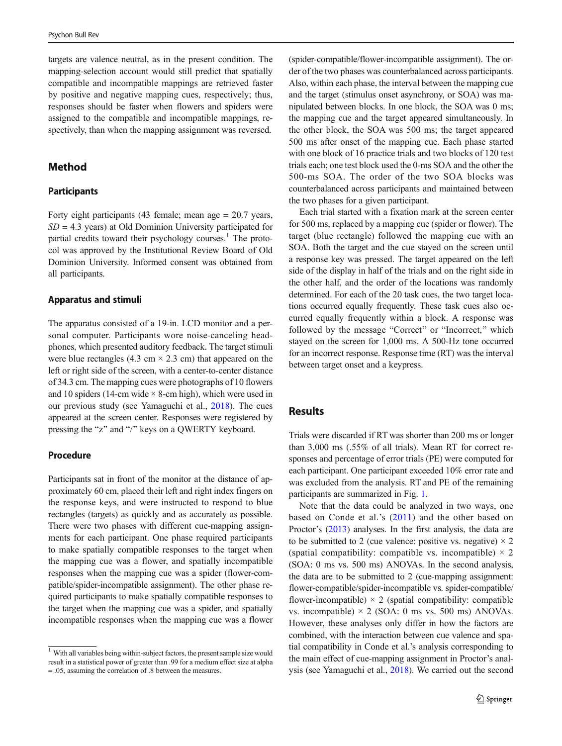targets are valence neutral, as in the present condition. The mapping-selection account would still predict that spatially compatible and incompatible mappings are retrieved faster by positive and negative mapping cues, respectively; thus, responses should be faster when flowers and spiders were assigned to the compatible and incompatible mappings, respectively, than when the mapping assignment was reversed.

## Method

### Participants

Forty eight participants (43 female; mean age = 20.7 years, *SD* = 4.3 years) at Old Dominion University participated for partial credits toward their psychology courses.[1] The protocol was approved by the Institutional Review Board of Old Dominion University. Informed consent was obtained from all participants.

### Apparatus and stimuli

The apparatus consisted of a 19-in. LCD monitor and a personal computer. Participants wore noise-canceling headphones, which presented auditory feedback. The target stimuli were blue rectangles (4.3 cm × 2.3 cm) that appeared on the left or right side of the screen, with a center-to-center distance of 34.3 cm. The mapping cues were photographs of 10 flowers and 10 spiders (14-cm wide × 8-cm high), which were used in our previous study (see Yamaguchi et al., 2018). The cues appeared at the screen center. Responses were registered by pressing the "z" and "/" keys on a QWERTY keyboard.

### Procedure

Participants sat in front of the monitor at the distance of approximately 60 cm, placed their left and right index fingers on the response keys, and were instructed to respond to blue rectangles (targets) as quickly and as accurately as possible. There were two phases with different cue-mapping assignments for each participant. One phase required participants to make spatially compatible responses to the target when the mapping cue was a flower, and spatially incompatible responses when the mapping cue was a spider (flower-compatible/spider-incompatible assignment). The other phase required participants to make spatially compatible responses to the target when the mapping cue was a spider, and spatially incompatible responses when the mapping cue was a flower (spider-compatible/flower-incompatible assignment). The order of the two phases was counterbalanced across participants. Also, within each phase, the interval between the mapping cue and the target (stimulus onset asynchrony, or SOA) was manipulated between blocks. In one block, the SOA was 0 ms; the mapping cue and the target appeared simultaneously. In the other block, the SOA was 500 ms; the target appeared 500 ms after onset of the mapping cue. Each phase started with one block of 16 practice trials and two blocks of 120 test trials each; one test block used the 0-ms SOA and the other the 500-ms SOA. The order of the two SOA blocks was counterbalanced across participants and maintained between the two phases for a given participant.

Each trial started with a fixation mark at the screen center for 500 ms, replaced by a mapping cue (spider or flower). The target (blue rectangle) followed the mapping cue with an SOA. Both the target and the cue stayed on the screen until a response key was pressed. The target appeared on the left side of the display in half of the trials and on the right side in the other half, and the order of the locations was randomly determined. For each of the 20 task cues, the two target locations occurred equally frequently. These task cues also occurred equally frequently within a block. A response was followed by the message "Correct" or "Incorrect," which stayed on the screen for 1,000 ms. A 500-Hz tone occurred for an incorrect response. Response time (RT) was the interval between target onset and a keypress.

## Results

Trials were discarded if RT was shorter than 200 ms or longer than 3,000 ms (.55% of all trials). Mean RT for correct responses and percentage of error trials (PE) were computed for each participant. One participant exceeded 10% error rate and was excluded from the analysis. RT and PE of the remaining participants are summarized in Fig. 1.

Note that the data could be analyzed in two ways, one based on Conde et al.'s (2011) and the other based on Proctor's (2013) analyses. In the first analysis, the data are to be submitted to 2 (cue valence: positive vs. negative) × 2 (spatial compatibility: compatible vs. incompatible) × 2 (SOA: 0 ms vs. 500 ms) ANOVAs. In the second analysis, the data are to be submitted to 2 (cue-mapping assignment: flower-compatible/spider-incompatible vs. spider-compatible/flower-incompatible) × 2 (spatial compatibility: compatible vs. incompatible) × 2 (SOA: 0 ms vs. 500 ms) ANOVAs. However, these analyses only differ in how the factors are combined, with the interaction between cue valence and spatial compatibility in Conde et al.'s analysis corresponding to the main effect of cue-mapping assignment in Proctor's analysis (see Yamaguchi et al., 2018). We carried out the second

[1] With all variables being within-subject factors, the present sample size would result in a statistical power of greater than .99 for a medium effect size at alpha = .05, assuming the correlation of .8 between the measures.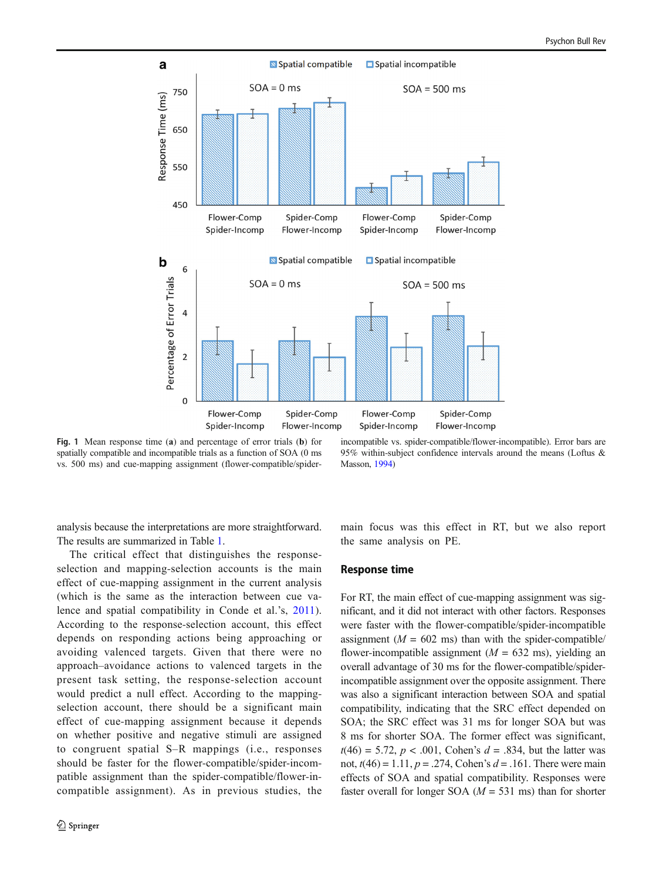Fig. 1 Mean response time (**a**) and percentage of error trials (**b**) for spatially compatible and incompatible trials as a function of SOA (0 ms vs. 500 ms) and cue-mapping assignment (flower-compatible/spider-incompatible vs. spider-compatible/flower-incompatible). Error bars are 95% within-subject confidence intervals around the means (Loftus & Masson, 1994)

analysis because the interpretations are more straightforward. The results are summarized in Table 1.

The critical effect that distinguishes the response-selection and mapping-selection accounts is the main effect of cue-mapping assignment in the current analysis (which is the same as the interaction between cue valence and spatial compatibility in Conde et al.'s, 2011). According to the response-selection account, this effect depends on responding actions being approaching or avoiding valenced targets. Given that there were no approach–avoidance actions to valenced targets in the present task setting, the response-selection account would predict a null effect. According to the mapping-selection account, there should be a significant main effect of cue-mapping assignment because it depends on whether positive and negative stimuli are assigned to congruent spatial S–R mappings (i.e., responses should be faster for the flower-compatible/spider-incompatible assignment than the spider-compatible/flower-incompatible assignment). As in previous studies, the main focus was this effect in RT, but we also report the same analysis on PE.

## Response time

For RT, the main effect of cue-mapping assignment was significant, and it did not interact with other factors. Responses were faster with the flower-compatible/spider-incompatible assignment ($M$ = 602 ms) than with the spider-compatible/flower-incompatible assignment ($M$ = 632 ms), yielding an overall advantage of 30 ms for the flower-compatible/spider-incompatible assignment over the opposite assignment. There was also a significant interaction between SOA and spatial compatibility, indicating that the SRC effect depended on SOA; the SRC effect was 31 ms for longer SOA but was 8 ms for shorter SOA. The former effect was significant, $t(46) = 5.72$, $p < .001$, Cohen's $d = .834$, but the latter was not, $t(46) = 1.11$, $p = .274$, Cohen's $d = .161$. There were main effects of SOA and spatial compatibility. Responses were faster overall for longer SOA ($M$ = 531 ms) than for shorter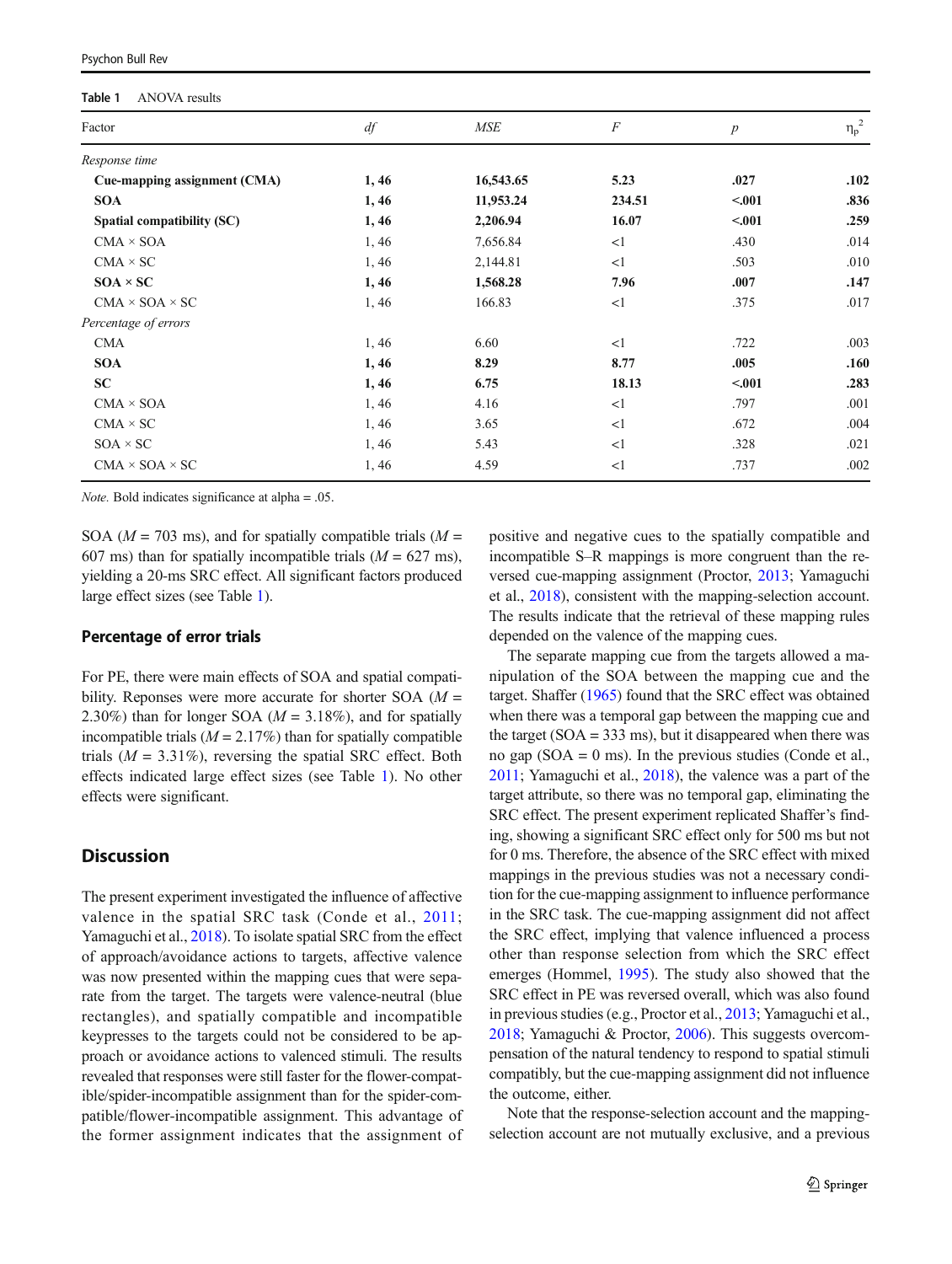**Table 1** ANOVA results

| Factor | *df* | *MSE* | *F* | *p* | $\eta_p^2$ |
|---|---|---|---|---|---|
| *Response time* | | | | | |
| **Cue-mapping assignment (CMA)** | **1, 46** | **16,543.65** | **5.23** | **.027** | **.102** |
| **SOA** | **1, 46** | **11,953.24** | **234.51** | **<.001** | **.836** |
| **Spatial compatibility (SC)** | **1, 46** | **2,206.94** | **16.07** | **<.001** | **.259** |
| CMA × SOA | 1, 46 | 7,656.84 | <1 | .430 | .014 |
| CMA × SC | 1, 46 | 2,144.81 | <1 | .503 | .010 |
| **SOA × SC** | **1, 46** | **1,568.28** | **7.96** | **.007** | **.147** |
| CMA × SOA × SC | 1, 46 | 166.83 | <1 | .375 | .017 |
| *Percentage of errors* | | | | | |
| CMA | 1, 46 | 6.60 | <1 | .722 | .003 |
| **SOA** | **1, 46** | **8.29** | **8.77** | **.005** | **.160** |
| **SC** | **1, 46** | **6.75** | **18.13** | **<.001** | **.283** |
| CMA × SOA | 1, 46 | 4.16 | <1 | .797 | .001 |
| CMA × SC | 1, 46 | 3.65 | <1 | .672 | .004 |
| SOA × SC | 1, 46 | 5.43 | <1 | .328 | .021 |
| CMA × SOA × SC | 1, 46 | 4.59 | <1 | .737 | .002 |

*Note.* Bold indicates significance at alpha = .05.

SOA ($M$ = 703 ms), and for spatially compatible trials ($M$ = 607 ms) than for spatially incompatible trials ($M$ = 627 ms), yielding a 20-ms SRC effect. All significant factors produced large effect sizes (see Table 1).

### Percentage of error trials

For PE, there were main effects of SOA and spatial compatibility. Reponses were more accurate for shorter SOA ($M$ = 2.30%) than for longer SOA ($M$ = 3.18%), and for spatially incompatible trials ($M$ = 2.17%) than for spatially compatible trials ($M$ = 3.31%), reversing the spatial SRC effect. Both effects indicated large effect sizes (see Table 1). No other effects were significant.

## Discussion

The present experiment investigated the influence of affective valence in the spatial SRC task (Conde et al., 2011; Yamaguchi et al., 2018). To isolate spatial SRC from the effect of approach/avoidance actions to targets, affective valence was now presented within the mapping cues that were separate from the target. The targets were valence-neutral (blue rectangles), and spatially compatible and incompatible keypresses to the targets could not be considered to be approach or avoidance actions to valenced stimuli. The results revealed that responses were still faster for the flower-compatible/spider-incompatible assignment than for the spider-compatible/flower-incompatible assignment. This advantage of the former assignment indicates that the assignment of positive and negative cues to the spatially compatible and incompatible S–R mappings is more congruent than the reversed cue-mapping assignment (Proctor, 2013; Yamaguchi et al., 2018), consistent with the mapping-selection account. The results indicate that the retrieval of these mapping rules depended on the valence of the mapping cues.

The separate mapping cue from the targets allowed a manipulation of the SOA between the mapping cue and the target. Shaffer (1965) found that the SRC effect was obtained when there was a temporal gap between the mapping cue and the target (SOA = 333 ms), but it disappeared when there was no gap (SOA = 0 ms). In the previous studies (Conde et al., 2011; Yamaguchi et al., 2018), the valence was a part of the target attribute, so there was no temporal gap, eliminating the SRC effect. The present experiment replicated Shaffer's finding, showing a significant SRC effect only for 500 ms but not for 0 ms. Therefore, the absence of the SRC effect with mixed mappings in the previous studies was not a necessary condition for the cue-mapping assignment to influence performance in the SRC task. The cue-mapping assignment did not affect the SRC effect, implying that valence influenced a process other than response selection from which the SRC effect emerges (Hommel, 1995). The study also showed that the SRC effect in PE was reversed overall, which was also found in previous studies (e.g., Proctor et al., 2013; Yamaguchi et al., 2018; Yamaguchi & Proctor, 2006). This suggests overcompensation of the natural tendency to respond to spatial stimuli compatibly, but the cue-mapping assignment did not influence the outcome, either.

Note that the response-selection account and the mapping-selection account are not mutually exclusive, and a previous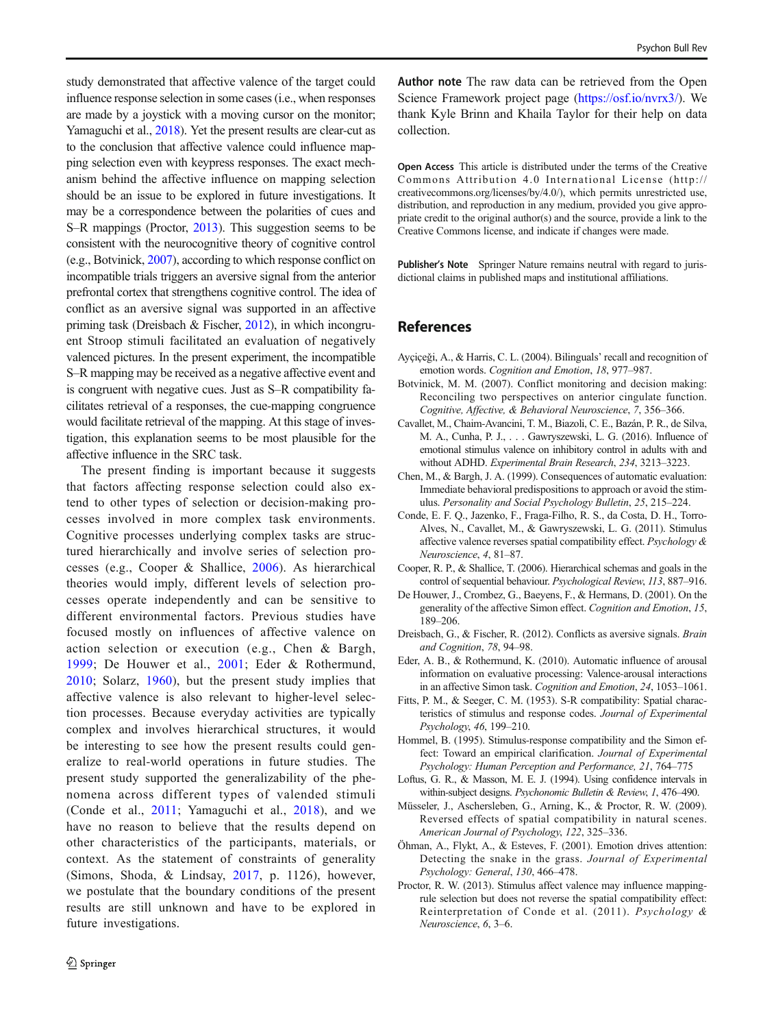study demonstrated that affective valence of the target could influence response selection in some cases (i.e., when responses are made by a joystick with a moving cursor on the monitor; Yamaguchi et al., 2018). Yet the present results are clear-cut as to the conclusion that affective valence could influence mapping selection even with keypress responses. The exact mechanism behind the affective influence on mapping selection should be an issue to be explored in future investigations. It may be a correspondence between the polarities of cues and S–R mappings (Proctor, 2013). This suggestion seems to be consistent with the neurocognitive theory of cognitive control (e.g., Botvinick, 2007), according to which response conflict on incompatible trials triggers an aversive signal from the anterior prefrontal cortex that strengthens cognitive control. The idea of conflict as an aversive signal was supported in an affective priming task (Dreisbach & Fischer, 2012), in which incongruent Stroop stimuli facilitated an evaluation of negatively valenced pictures. In the present experiment, the incompatible S–R mapping may be received as a negative affective event and is congruent with negative cues. Just as S–R compatibility facilitates retrieval of a responses, the cue-mapping congruence would facilitate retrieval of the mapping. At this stage of investigation, this explanation seems to be most plausible for the affective influence in the SRC task.

The present finding is important because it suggests that factors affecting response selection could also extend to other types of selection or decision-making processes involved in more complex task environments. Cognitive processes underlying complex tasks are structured hierarchically and involve series of selection processes (e.g., Cooper & Shallice, 2006). As hierarchical theories would imply, different levels of selection processes operate independently and can be sensitive to different environmental factors. Previous studies have focused mostly on influences of affective valence on action selection or execution (e.g., Chen & Bargh, 1999; De Houwer et al., 2001; Eder & Rothermund, 2010; Solarz, 1960), but the present study implies that affective valence is also relevant to higher-level selection processes. Because everyday activities are typically complex and involves hierarchical structures, it would be interesting to see how the present results could generalize to real-world operations in future studies. The present study supported the generalizability of the phenomena across different types of valended stimuli (Conde et al., 2011; Yamaguchi et al., 2018), and we have no reason to believe that the results depend on other characteristics of the participants, materials, or context. As the statement of constraints of generality (Simons, Shoda, & Lindsay, 2017, p. 1126), however, we postulate that the boundary conditions of the present results are still unknown and have to be explored in future investigations.

**Author note** The raw data can be retrieved from the Open Science Framework project page (https://osf.io/nvrx3/). We thank Kyle Brinn and Khaila Taylor for their help on data collection.

**Open Access** This article is distributed under the terms of the Creative Commons Attribution 4.0 International License (http://creativecommons.org/licenses/by/4.0/), which permits unrestricted use, distribution, and reproduction in any medium, provided you give appropriate credit to the original author(s) and the source, provide a link to the Creative Commons license, and indicate if changes were made.

**Publisher's Note** Springer Nature remains neutral with regard to jurisdictional claims in published maps and institutional affiliations.

## References

Ayçiçeği, A., & Harris, C. L. (2004). Bilinguals' recall and recognition of emotion words. *Cognition and Emotion*, *18*, 977–987.

Botvinick, M. M. (2007). Conflict monitoring and decision making: Reconciling two perspectives on anterior cingulate function. *Cognitive, Affective, & Behavioral Neuroscience*, *7*, 356–366.

Cavallet, M., Chaim-Avancini, T. M., Biazoli, C. E., Bazán, P. R., de Silva, M. A., Cunha, P. J., . . . Gawryszewski, L. G. (2016). Influence of emotional stimulus valence on inhibitory control in adults with and without ADHD. *Experimental Brain Research*, *234*, 3213–3223.

Chen, M., & Bargh, J. A. (1999). Consequences of automatic evaluation: Immediate behavioral predispositions to approach or avoid the stimulus. *Personality and Social Psychology Bulletin*, *25*, 215–224.

Conde, E. F. Q., Jazenko, F., Fraga-Filho, R. S., da Costa, D. H., Torro-Alves, N., Cavallet, M., & Gawryszewski, L. G. (2011). Stimulus affective valence reverses spatial compatibility effect. *Psychology & Neuroscience*, *4*, 81–87.

Cooper, R. P., & Shallice, T. (2006). Hierarchical schemas and goals in the control of sequential behaviour. *Psychological Review*, *113*, 887–916.

De Houwer, J., Crombez, G., Baeyens, F., & Hermans, D. (2001). On the generality of the affective Simon effect. *Cognition and Emotion*, *15*, 189–206.

Dreisbach, G., & Fischer, R. (2012). Conflicts as aversive signals. *Brain and Cognition*, *78*, 94–98.

Eder, A. B., & Rothermund, K. (2010). Automatic influence of arousal information on evaluative processing: Valence-arousal interactions in an affective Simon task. *Cognition and Emotion*, *24*, 1053–1061.

Fitts, P. M., & Seeger, C. M. (1953). S-R compatibility: Spatial characteristics of stimulus and response codes. *Journal of Experimental Psychology*, *46*, 199–210.

Hommel, B. (1995). Stimulus-response compatibility and the Simon effect: Toward an empirical clarification. *Journal of Experimental Psychology: Human Perception and Performance, 21*, 764–775

Loftus, G. R., & Masson, M. E. J. (1994). Using confidence intervals in within-subject designs. *Psychonomic Bulletin & Review*, *1*, 476–490.

Müsseler, J., Aschersleben, G., Arning, K., & Proctor, R. W. (2009). Reversed effects of spatial compatibility in natural scenes. *American Journal of Psychology*, *122*, 325–336.

Öhman, A., Flykt, A., & Esteves, F. (2001). Emotion drives attention: Detecting the snake in the grass. *Journal of Experimental Psychology: General*, *130*, 466–478.

Proctor, R. W. (2013). Stimulus affect valence may influence mapping-rule selection but does not reverse the spatial compatibility effect: Reinterpretation of Conde et al. (2011). *Psychology & Neuroscience*, *6*, 3–6.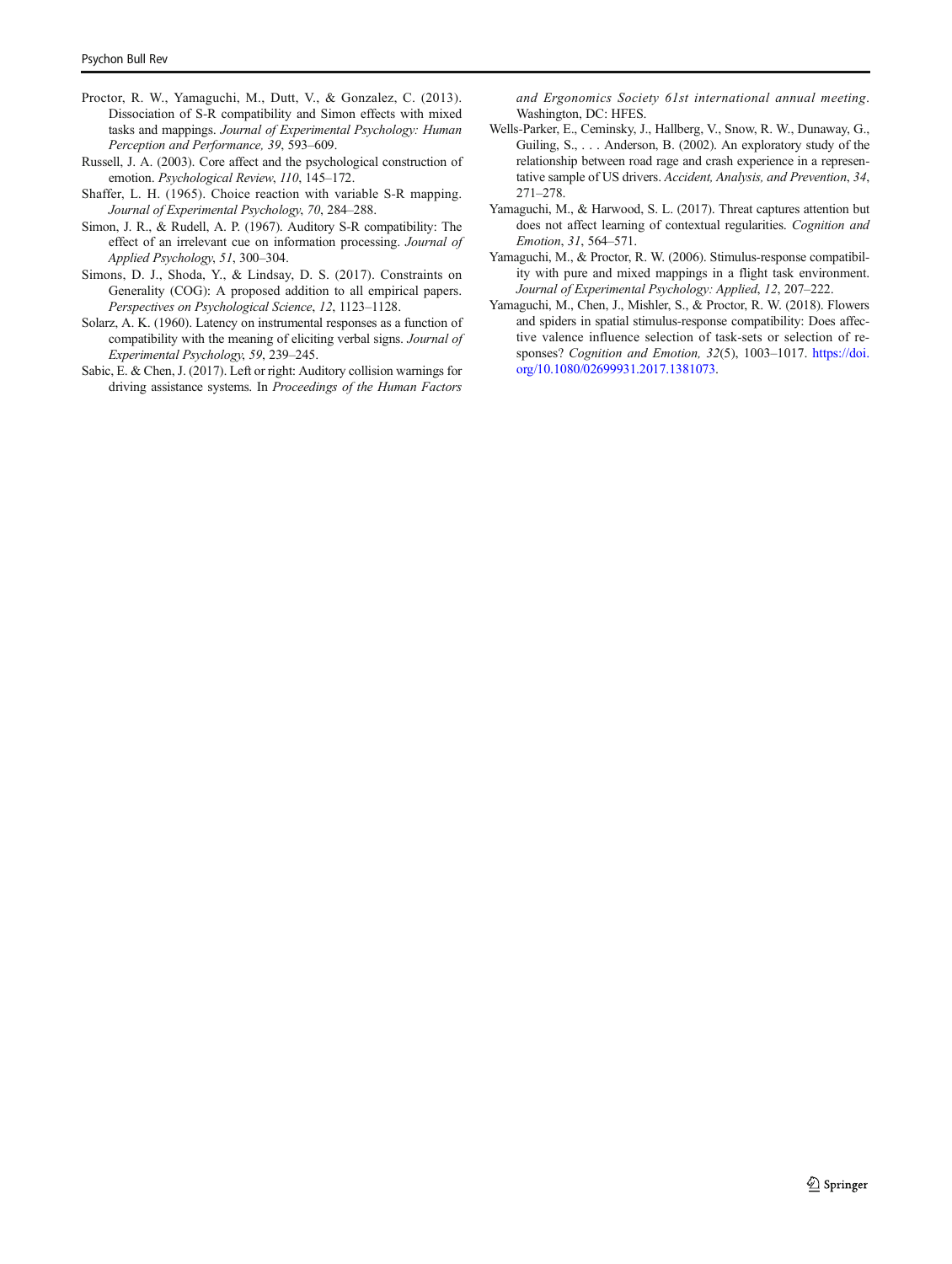Proctor, R. W., Yamaguchi, M., Dutt, V., & Gonzalez, C. (2013). Dissociation of S-R compatibility and Simon effects with mixed tasks and mappings. *Journal of Experimental Psychology: Human Perception and Performance, 39*, 593–609.

Russell, J. A. (2003). Core affect and the psychological construction of emotion. *Psychological Review*, *110*, 145–172.

Shaffer, L. H. (1965). Choice reaction with variable S-R mapping. *Journal of Experimental Psychology*, *70*, 284–288.

Simon, J. R., & Rudell, A. P. (1967). Auditory S-R compatibility: The effect of an irrelevant cue on information processing. *Journal of Applied Psychology*, *51*, 300–304.

Simons, D. J., Shoda, Y., & Lindsay, D. S. (2017). Constraints on Generality (COG): A proposed addition to all empirical papers. *Perspectives on Psychological Science*, *12*, 1123–1128.

Solarz, A. K. (1960). Latency on instrumental responses as a function of compatibility with the meaning of eliciting verbal signs. *Journal of Experimental Psychology*, *59*, 239–245.

Sabic, E. & Chen, J. (2017). Left or right: Auditory collision warnings for driving assistance systems. In *Proceedings of the Human Factors and Ergonomics Society 61st international annual meeting*. Washington, DC: HFES.

Wells-Parker, E., Ceminsky, J., Hallberg, V., Snow, R. W., Dunaway, G., Guiling, S., . . . Anderson, B. (2002). An exploratory study of the relationship between road rage and crash experience in a representative sample of US drivers. *Accident, Analysis, and Prevention*, *34*, 271–278.

Yamaguchi, M., & Harwood, S. L. (2017). Threat captures attention but does not affect learning of contextual regularities. *Cognition and Emotion*, *31*, 564–571.

Yamaguchi, M., & Proctor, R. W. (2006). Stimulus-response compatibility with pure and mixed mappings in a flight task environment. *Journal of Experimental Psychology: Applied*, *12*, 207–222.

Yamaguchi, M., Chen, J., Mishler, S., & Proctor, R. W. (2018). Flowers and spiders in spatial stimulus-response compatibility: Does affective valence influence selection of task-sets or selection of responses? *Cognition and Emotion, 32*(5), 1003–1017. https://doi.org/10.1080/02699931.2017.1381073.